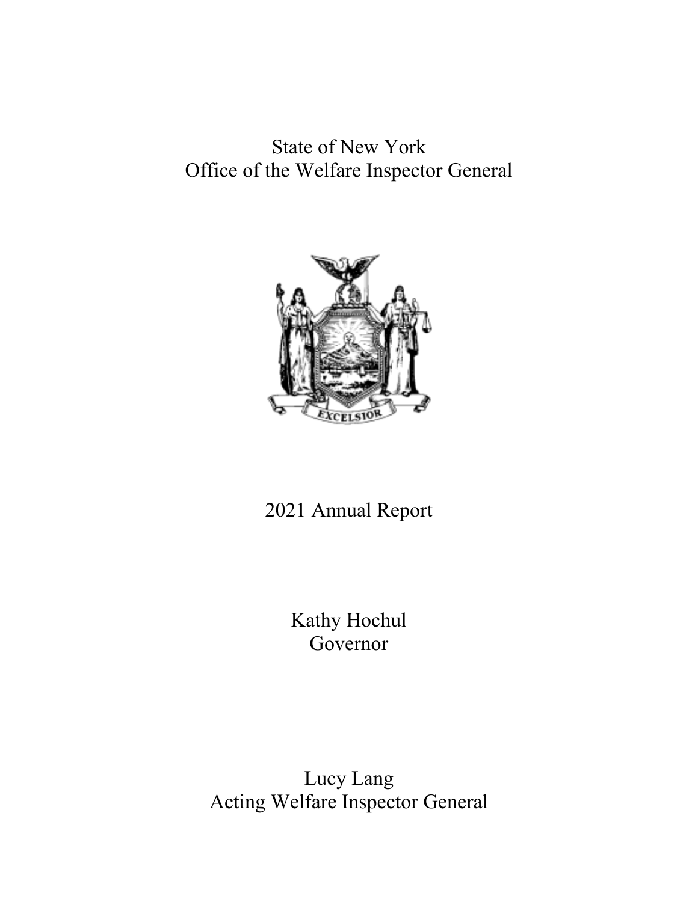# State of New York
# Office of the Welfare Inspector General

EXCELSIOR

## 2021 Annual Report

Kathy Hochul
Governor

Lucy Lang
Acting Welfare Inspector General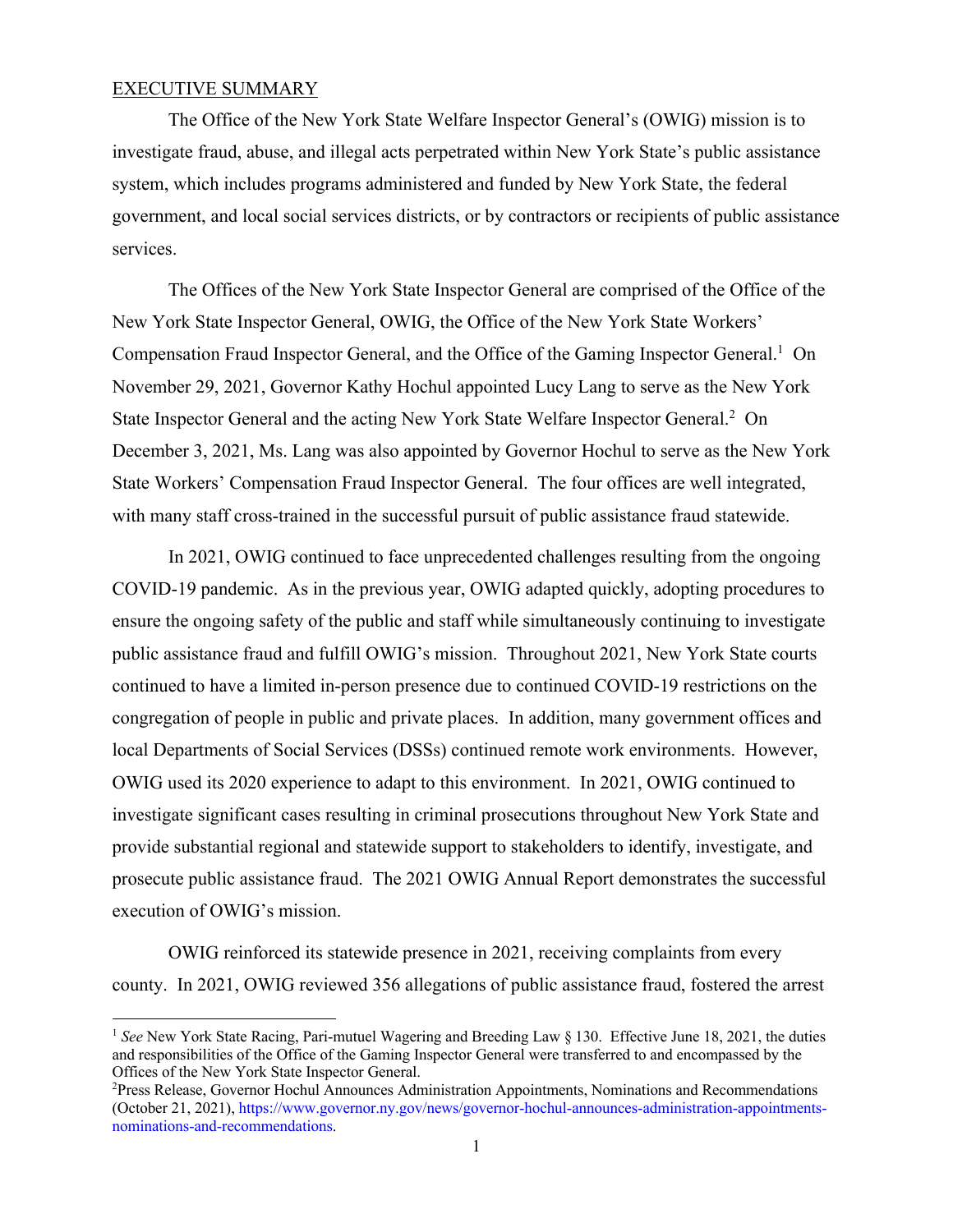## EXECUTIVE SUMMARY

The Office of the New York State Welfare Inspector General's (OWIG) mission is to investigate fraud, abuse, and illegal acts perpetrated within New York State's public assistance system, which includes programs administered and funded by New York State, the federal government, and local social services districts, or by contractors or recipients of public assistance services.

The Offices of the New York State Inspector General are comprised of the Office of the New York State Inspector General, OWIG, the Office of the New York State Workers' Compensation Fraud Inspector General, and the Office of the Gaming Inspector General.[1] On November 29, 2021, Governor Kathy Hochul appointed Lucy Lang to serve as the New York State Inspector General and the acting New York State Welfare Inspector General.[2] On December 3, 2021, Ms. Lang was also appointed by Governor Hochul to serve as the New York State Workers' Compensation Fraud Inspector General. The four offices are well integrated, with many staff cross-trained in the successful pursuit of public assistance fraud statewide.

In 2021, OWIG continued to face unprecedented challenges resulting from the ongoing COVID-19 pandemic. As in the previous year, OWIG adapted quickly, adopting procedures to ensure the ongoing safety of the public and staff while simultaneously continuing to investigate public assistance fraud and fulfill OWIG's mission. Throughout 2021, New York State courts continued to have a limited in-person presence due to continued COVID-19 restrictions on the congregation of people in public and private places. In addition, many government offices and local Departments of Social Services (DSSs) continued remote work environments. However, OWIG used its 2020 experience to adapt to this environment. In 2021, OWIG continued to investigate significant cases resulting in criminal prosecutions throughout New York State and provide substantial regional and statewide support to stakeholders to identify, investigate, and prosecute public assistance fraud. The 2021 OWIG Annual Report demonstrates the successful execution of OWIG's mission.

OWIG reinforced its statewide presence in 2021, receiving complaints from every county. In 2021, OWIG reviewed 356 allegations of public assistance fraud, fostered the arrest

---

[1] *See* New York State Racing, Pari-mutuel Wagering and Breeding Law § 130. Effective June 18, 2021, the duties and responsibilities of the Office of the Gaming Inspector General were transferred to and encompassed by the Offices of the New York State Inspector General.

[2] Press Release, Governor Hochul Announces Administration Appointments, Nominations and Recommendations (October 21, 2021), https://www.governor.ny.gov/news/governor-hochul-announces-administration-appointments-nominations-and-recommendations.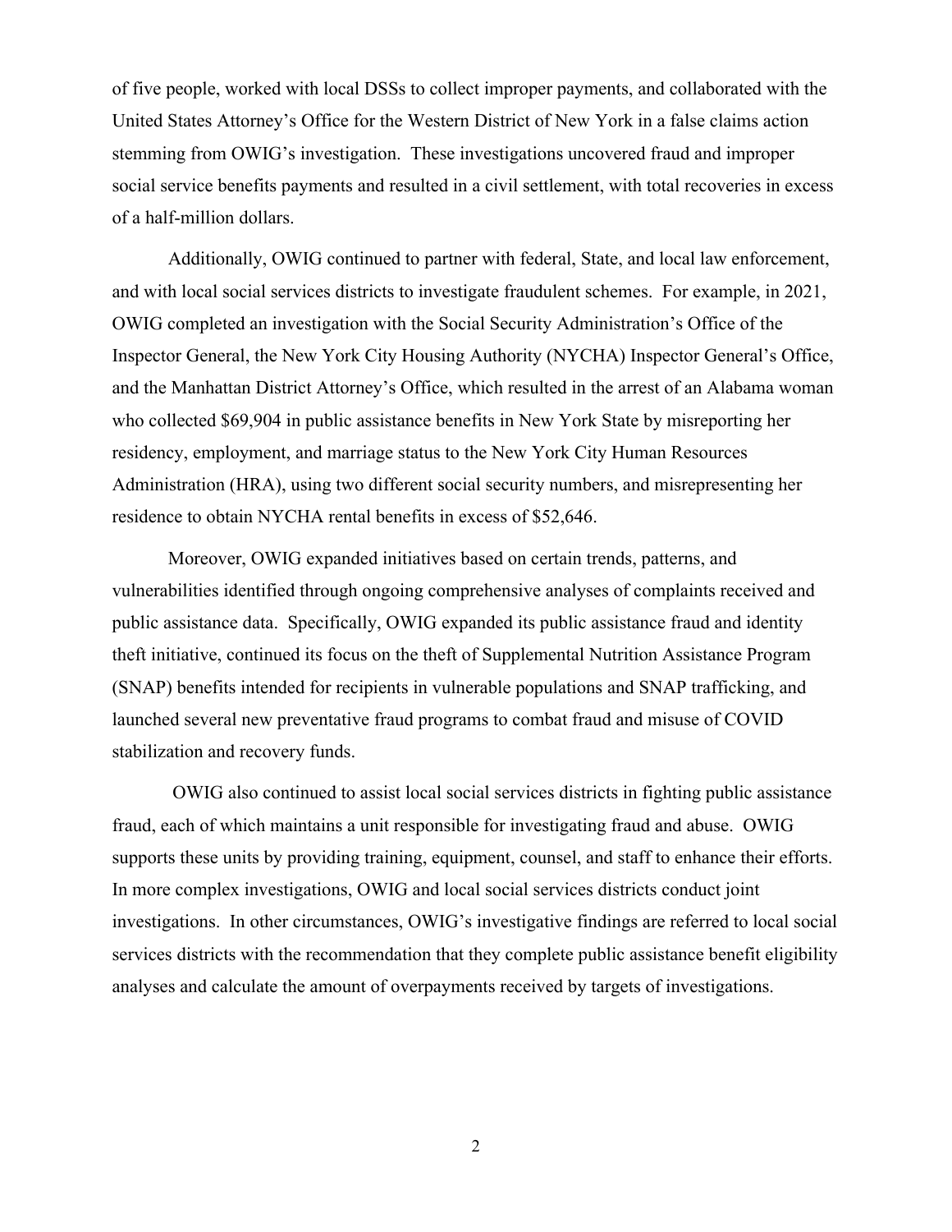of five people, worked with local DSSs to collect improper payments, and collaborated with the United States Attorney's Office for the Western District of New York in a false claims action stemming from OWIG's investigation. These investigations uncovered fraud and improper social service benefits payments and resulted in a civil settlement, with total recoveries in excess of a half-million dollars.

Additionally, OWIG continued to partner with federal, State, and local law enforcement, and with local social services districts to investigate fraudulent schemes. For example, in 2021, OWIG completed an investigation with the Social Security Administration's Office of the Inspector General, the New York City Housing Authority (NYCHA) Inspector General's Office, and the Manhattan District Attorney's Office, which resulted in the arrest of an Alabama woman who collected $69,904 in public assistance benefits in New York State by misreporting her residency, employment, and marriage status to the New York City Human Resources Administration (HRA), using two different social security numbers, and misrepresenting her residence to obtain NYCHA rental benefits in excess of $52,646.

Moreover, OWIG expanded initiatives based on certain trends, patterns, and vulnerabilities identified through ongoing comprehensive analyses of complaints received and public assistance data. Specifically, OWIG expanded its public assistance fraud and identity theft initiative, continued its focus on the theft of Supplemental Nutrition Assistance Program (SNAP) benefits intended for recipients in vulnerable populations and SNAP trafficking, and launched several new preventative fraud programs to combat fraud and misuse of COVID stabilization and recovery funds.

OWIG also continued to assist local social services districts in fighting public assistance fraud, each of which maintains a unit responsible for investigating fraud and abuse. OWIG supports these units by providing training, equipment, counsel, and staff to enhance their efforts. In more complex investigations, OWIG and local social services districts conduct joint investigations. In other circumstances, OWIG's investigative findings are referred to local social services districts with the recommendation that they complete public assistance benefit eligibility analyses and calculate the amount of overpayments received by targets of investigations.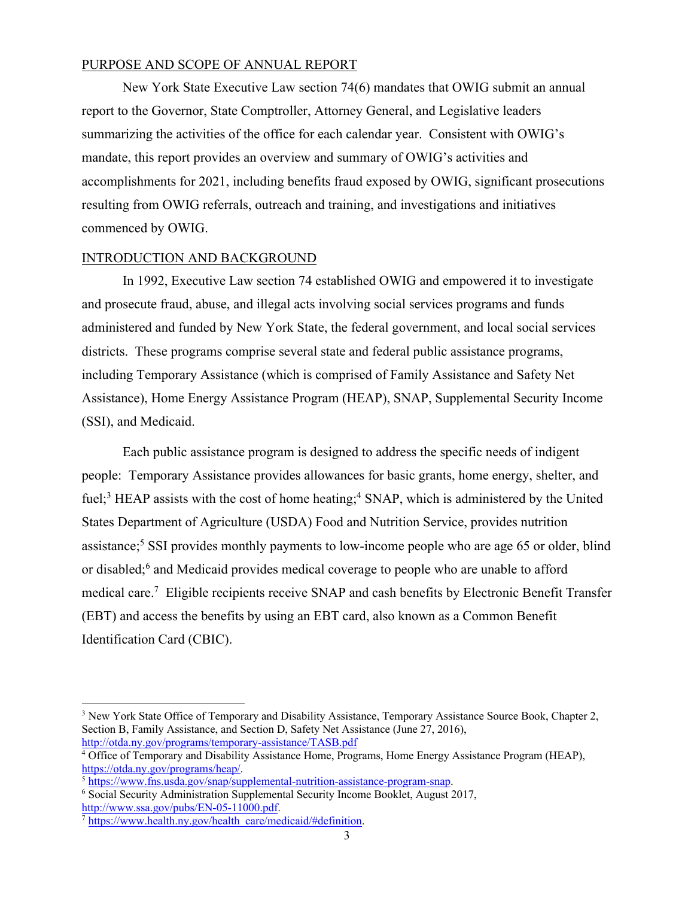## PURPOSE AND SCOPE OF ANNUAL REPORT

New York State Executive Law section 74(6) mandates that OWIG submit an annual report to the Governor, State Comptroller, Attorney General, and Legislative leaders summarizing the activities of the office for each calendar year. Consistent with OWIG's mandate, this report provides an overview and summary of OWIG's activities and accomplishments for 2021, including benefits fraud exposed by OWIG, significant prosecutions resulting from OWIG referrals, outreach and training, and investigations and initiatives commenced by OWIG.

## INTRODUCTION AND BACKGROUND

In 1992, Executive Law section 74 established OWIG and empowered it to investigate and prosecute fraud, abuse, and illegal acts involving social services programs and funds administered and funded by New York State, the federal government, and local social services districts. These programs comprise several state and federal public assistance programs, including Temporary Assistance (which is comprised of Family Assistance and Safety Net Assistance), Home Energy Assistance Program (HEAP), SNAP, Supplemental Security Income (SSI), and Medicaid.

Each public assistance program is designed to address the specific needs of indigent people: Temporary Assistance provides allowances for basic grants, home energy, shelter, and fuel;[3] HEAP assists with the cost of home heating;[4] SNAP, which is administered by the United States Department of Agriculture (USDA) Food and Nutrition Service, provides nutrition assistance;[5] SSI provides monthly payments to low-income people who are age 65 or older, blind or disabled;[6] and Medicaid provides medical coverage to people who are unable to afford medical care.[7] Eligible recipients receive SNAP and cash benefits by Electronic Benefit Transfer (EBT) and access the benefits by using an EBT card, also known as a Common Benefit Identification Card (CBIC).

---

[3] New York State Office of Temporary and Disability Assistance, Temporary Assistance Source Book, Chapter 2, Section B, Family Assistance, and Section D, Safety Net Assistance (June 27, 2016), http://otda.ny.gov/programs/temporary-assistance/TASB.pdf

[4] Office of Temporary and Disability Assistance Home, Programs, Home Energy Assistance Program (HEAP), https://otda.ny.gov/programs/heap/.

[5] https://www.fns.usda.gov/snap/supplemental-nutrition-assistance-program-snap.

[6] Social Security Administration Supplemental Security Income Booklet, August 2017, http://www.ssa.gov/pubs/EN-05-11000.pdf.

[7] https://www.health.ny.gov/health_care/medicaid/#definition.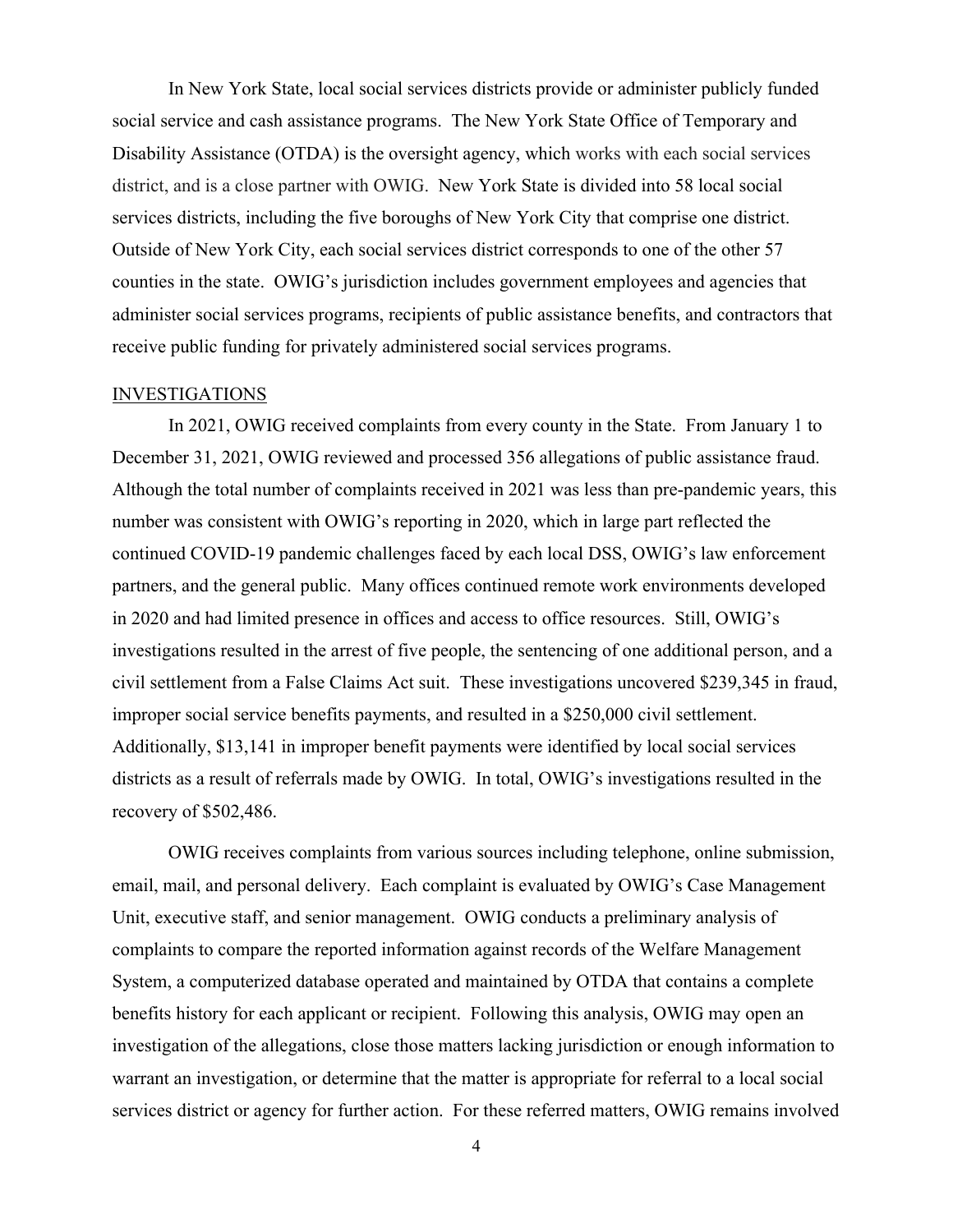In New York State, local social services districts provide or administer publicly funded social service and cash assistance programs. The New York State Office of Temporary and Disability Assistance (OTDA) is the oversight agency, which works with each social services district, and is a close partner with OWIG. New York State is divided into 58 local social services districts, including the five boroughs of New York City that comprise one district. Outside of New York City, each social services district corresponds to one of the other 57 counties in the state. OWIG's jurisdiction includes government employees and agencies that administer social services programs, recipients of public assistance benefits, and contractors that receive public funding for privately administered social services programs.

## INVESTIGATIONS

In 2021, OWIG received complaints from every county in the State. From January 1 to December 31, 2021, OWIG reviewed and processed 356 allegations of public assistance fraud. Although the total number of complaints received in 2021 was less than pre-pandemic years, this number was consistent with OWIG's reporting in 2020, which in large part reflected the continued COVID-19 pandemic challenges faced by each local DSS, OWIG's law enforcement partners, and the general public. Many offices continued remote work environments developed in 2020 and had limited presence in offices and access to office resources. Still, OWIG's investigations resulted in the arrest of five people, the sentencing of one additional person, and a civil settlement from a False Claims Act suit. These investigations uncovered $239,345 in fraud, improper social service benefits payments, and resulted in a $250,000 civil settlement. Additionally, $13,141 in improper benefit payments were identified by local social services districts as a result of referrals made by OWIG. In total, OWIG's investigations resulted in the recovery of $502,486.

OWIG receives complaints from various sources including telephone, online submission, email, mail, and personal delivery. Each complaint is evaluated by OWIG's Case Management Unit, executive staff, and senior management. OWIG conducts a preliminary analysis of complaints to compare the reported information against records of the Welfare Management System, a computerized database operated and maintained by OTDA that contains a complete benefits history for each applicant or recipient. Following this analysis, OWIG may open an investigation of the allegations, close those matters lacking jurisdiction or enough information to warrant an investigation, or determine that the matter is appropriate for referral to a local social services district or agency for further action. For these referred matters, OWIG remains involved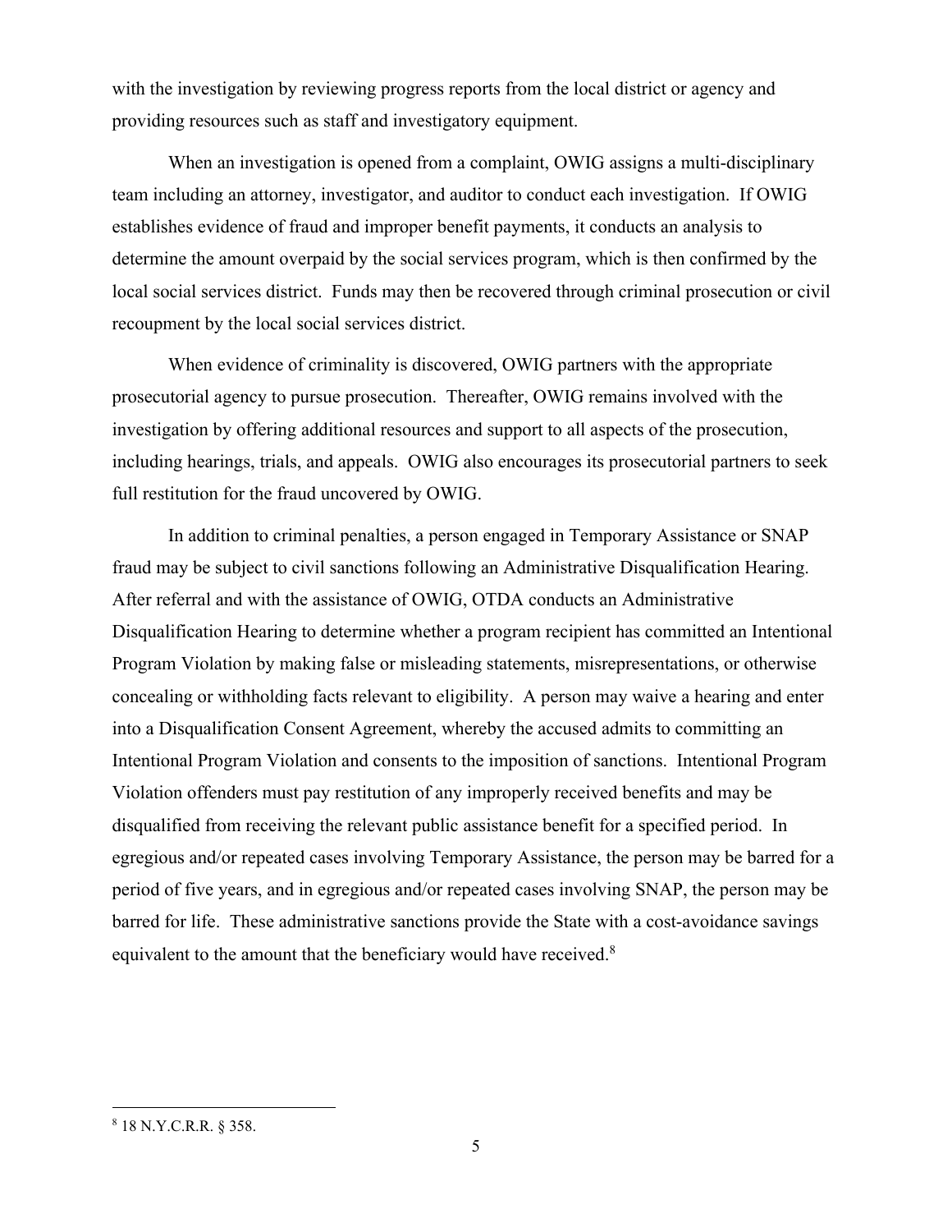with the investigation by reviewing progress reports from the local district or agency and providing resources such as staff and investigatory equipment.

When an investigation is opened from a complaint, OWIG assigns a multi-disciplinary team including an attorney, investigator, and auditor to conduct each investigation. If OWIG establishes evidence of fraud and improper benefit payments, it conducts an analysis to determine the amount overpaid by the social services program, which is then confirmed by the local social services district. Funds may then be recovered through criminal prosecution or civil recoupment by the local social services district.

When evidence of criminality is discovered, OWIG partners with the appropriate prosecutorial agency to pursue prosecution. Thereafter, OWIG remains involved with the investigation by offering additional resources and support to all aspects of the prosecution, including hearings, trials, and appeals. OWIG also encourages its prosecutorial partners to seek full restitution for the fraud uncovered by OWIG.

In addition to criminal penalties, a person engaged in Temporary Assistance or SNAP fraud may be subject to civil sanctions following an Administrative Disqualification Hearing. After referral and with the assistance of OWIG, OTDA conducts an Administrative Disqualification Hearing to determine whether a program recipient has committed an Intentional Program Violation by making false or misleading statements, misrepresentations, or otherwise concealing or withholding facts relevant to eligibility. A person may waive a hearing and enter into a Disqualification Consent Agreement, whereby the accused admits to committing an Intentional Program Violation and consents to the imposition of sanctions. Intentional Program Violation offenders must pay restitution of any improperly received benefits and may be disqualified from receiving the relevant public assistance benefit for a specified period. In egregious and/or repeated cases involving Temporary Assistance, the person may be barred for a period of five years, and in egregious and/or repeated cases involving SNAP, the person may be barred for life. These administrative sanctions provide the State with a cost-avoidance savings equivalent to the amount that the beneficiary would have received.[8]

---

[8] 18 N.Y.C.R.R. § 358.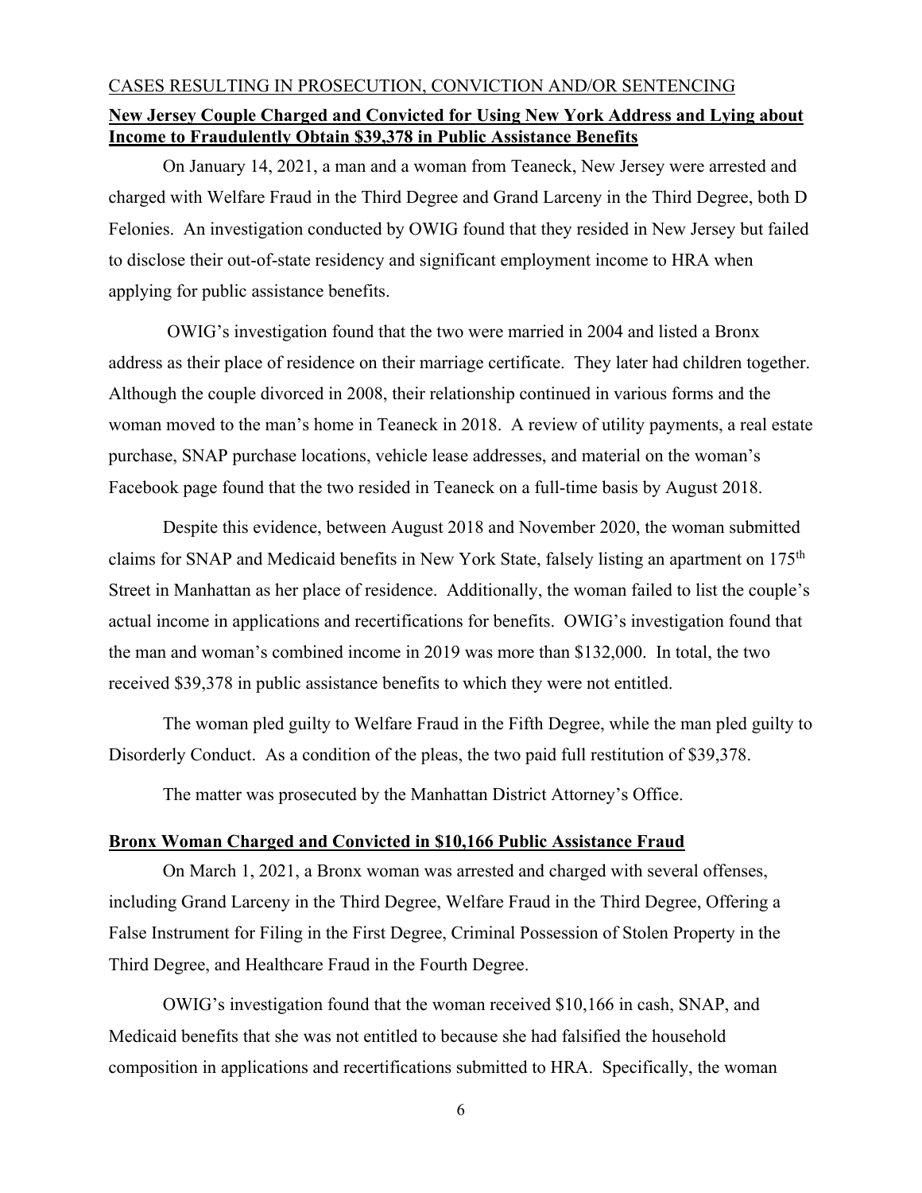CASES RESULTING IN PROSECUTION, CONVICTION AND/OR SENTENCING

**New Jersey Couple Charged and Convicted for Using New York Address and Lying about Income to Fraudulently Obtain $39,378 in Public Assistance Benefits**

On January 14, 2021, a man and a woman from Teaneck, New Jersey were arrested and charged with Welfare Fraud in the Third Degree and Grand Larceny in the Third Degree, both D Felonies. An investigation conducted by OWIG found that they resided in New Jersey but failed to disclose their out-of-state residency and significant employment income to HRA when applying for public assistance benefits.

OWIG's investigation found that the two were married in 2004 and listed a Bronx address as their place of residence on their marriage certificate. They later had children together. Although the couple divorced in 2008, their relationship continued in various forms and the woman moved to the man's home in Teaneck in 2018. A review of utility payments, a real estate purchase, SNAP purchase locations, vehicle lease addresses, and material on the woman's Facebook page found that the two resided in Teaneck on a full-time basis by August 2018.

Despite this evidence, between August 2018 and November 2020, the woman submitted claims for SNAP and Medicaid benefits in New York State, falsely listing an apartment on 175th Street in Manhattan as her place of residence. Additionally, the woman failed to list the couple's actual income in applications and recertifications for benefits. OWIG's investigation found that the man and woman's combined income in 2019 was more than $132,000. In total, the two received $39,378 in public assistance benefits to which they were not entitled.

The woman pled guilty to Welfare Fraud in the Fifth Degree, while the man pled guilty to Disorderly Conduct. As a condition of the pleas, the two paid full restitution of $39,378.

The matter was prosecuted by the Manhattan District Attorney's Office.

**Bronx Woman Charged and Convicted in $10,166 Public Assistance Fraud**

On March 1, 2021, a Bronx woman was arrested and charged with several offenses, including Grand Larceny in the Third Degree, Welfare Fraud in the Third Degree, Offering a False Instrument for Filing in the First Degree, Criminal Possession of Stolen Property in the Third Degree, and Healthcare Fraud in the Fourth Degree.

OWIG's investigation found that the woman received $10,166 in cash, SNAP, and Medicaid benefits that she was not entitled to because she had falsified the household composition in applications and recertifications submitted to HRA. Specifically, the woman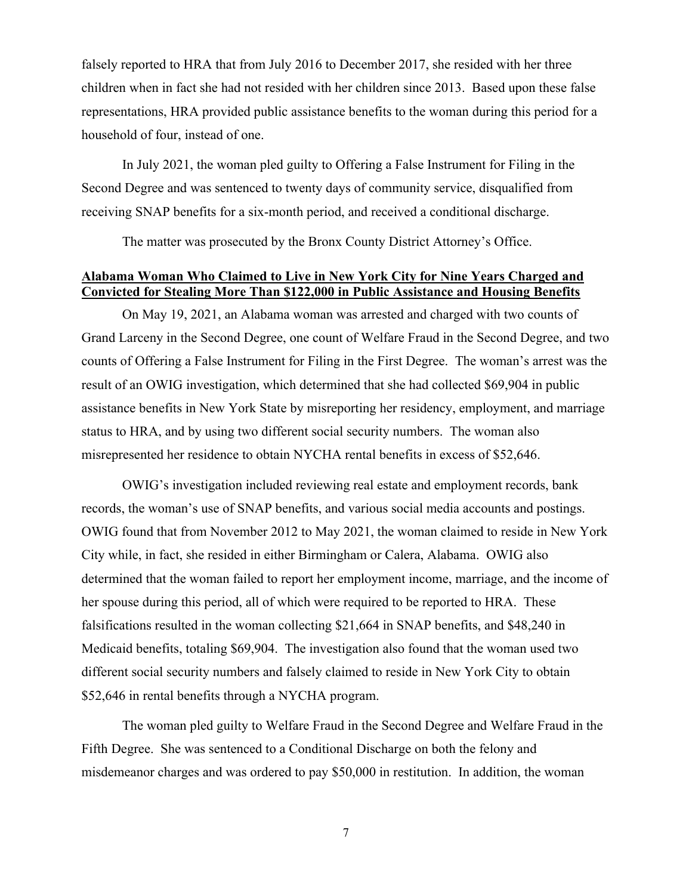falsely reported to HRA that from July 2016 to December 2017, she resided with her three children when in fact she had not resided with her children since 2013. Based upon these false representations, HRA provided public assistance benefits to the woman during this period for a household of four, instead of one.

In July 2021, the woman pled guilty to Offering a False Instrument for Filing in the Second Degree and was sentenced to twenty days of community service, disqualified from receiving SNAP benefits for a six-month period, and received a conditional discharge.

The matter was prosecuted by the Bronx County District Attorney's Office.

**Alabama Woman Who Claimed to Live in New York City for Nine Years Charged and Convicted for Stealing More Than $122,000 in Public Assistance and Housing Benefits**

On May 19, 2021, an Alabama woman was arrested and charged with two counts of Grand Larceny in the Second Degree, one count of Welfare Fraud in the Second Degree, and two counts of Offering a False Instrument for Filing in the First Degree. The woman's arrest was the result of an OWIG investigation, which determined that she had collected $69,904 in public assistance benefits in New York State by misreporting her residency, employment, and marriage status to HRA, and by using two different social security numbers. The woman also misrepresented her residence to obtain NYCHA rental benefits in excess of $52,646.

OWIG's investigation included reviewing real estate and employment records, bank records, the woman's use of SNAP benefits, and various social media accounts and postings. OWIG found that from November 2012 to May 2021, the woman claimed to reside in New York City while, in fact, she resided in either Birmingham or Calera, Alabama. OWIG also determined that the woman failed to report her employment income, marriage, and the income of her spouse during this period, all of which were required to be reported to HRA. These falsifications resulted in the woman collecting $21,664 in SNAP benefits, and $48,240 in Medicaid benefits, totaling $69,904. The investigation also found that the woman used two different social security numbers and falsely claimed to reside in New York City to obtain $52,646 in rental benefits through a NYCHA program.

The woman pled guilty to Welfare Fraud in the Second Degree and Welfare Fraud in the Fifth Degree. She was sentenced to a Conditional Discharge on both the felony and misdemeanor charges and was ordered to pay $50,000 in restitution. In addition, the woman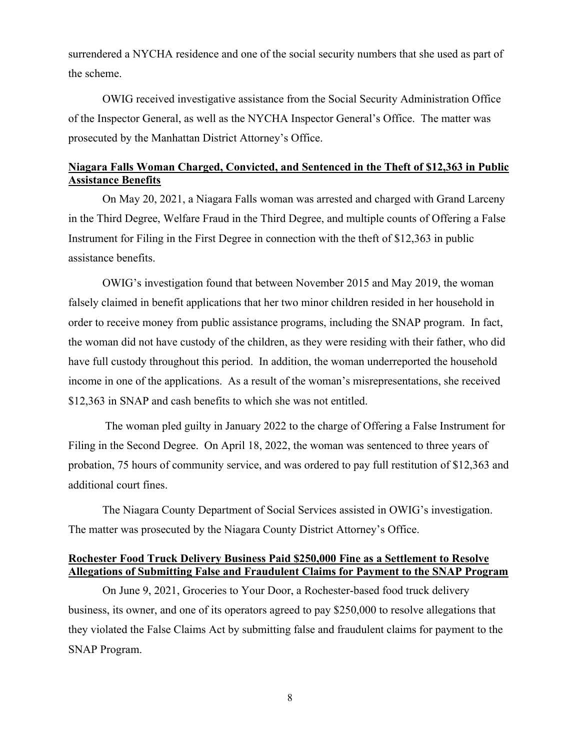surrendered a NYCHA residence and one of the social security numbers that she used as part of the scheme.

OWIG received investigative assistance from the Social Security Administration Office of the Inspector General, as well as the NYCHA Inspector General's Office. The matter was prosecuted by the Manhattan District Attorney's Office.

**Niagara Falls Woman Charged, Convicted, and Sentenced in the Theft of $12,363 in Public Assistance Benefits**

On May 20, 2021, a Niagara Falls woman was arrested and charged with Grand Larceny in the Third Degree, Welfare Fraud in the Third Degree, and multiple counts of Offering a False Instrument for Filing in the First Degree in connection with the theft of $12,363 in public assistance benefits.

OWIG's investigation found that between November 2015 and May 2019, the woman falsely claimed in benefit applications that her two minor children resided in her household in order to receive money from public assistance programs, including the SNAP program. In fact, the woman did not have custody of the children, as they were residing with their father, who did have full custody throughout this period. In addition, the woman underreported the household income in one of the applications. As a result of the woman's misrepresentations, she received $12,363 in SNAP and cash benefits to which she was not entitled.

The woman pled guilty in January 2022 to the charge of Offering a False Instrument for Filing in the Second Degree. On April 18, 2022, the woman was sentenced to three years of probation, 75 hours of community service, and was ordered to pay full restitution of $12,363 and additional court fines.

The Niagara County Department of Social Services assisted in OWIG's investigation. The matter was prosecuted by the Niagara County District Attorney's Office.

**Rochester Food Truck Delivery Business Paid $250,000 Fine as a Settlement to Resolve Allegations of Submitting False and Fraudulent Claims for Payment to the SNAP Program**

On June 9, 2021, Groceries to Your Door, a Rochester-based food truck delivery business, its owner, and one of its operators agreed to pay $250,000 to resolve allegations that they violated the False Claims Act by submitting false and fraudulent claims for payment to the SNAP Program.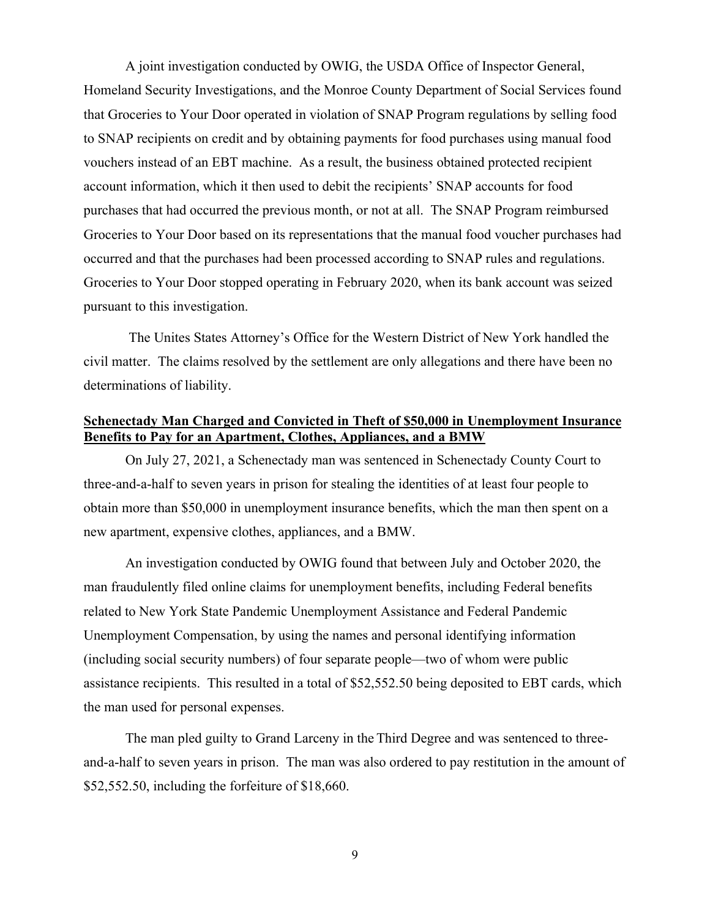A joint investigation conducted by OWIG, the USDA Office of Inspector General, Homeland Security Investigations, and the Monroe County Department of Social Services found that Groceries to Your Door operated in violation of SNAP Program regulations by selling food to SNAP recipients on credit and by obtaining payments for food purchases using manual food vouchers instead of an EBT machine. As a result, the business obtained protected recipient account information, which it then used to debit the recipients' SNAP accounts for food purchases that had occurred the previous month, or not at all. The SNAP Program reimbursed Groceries to Your Door based on its representations that the manual food voucher purchases had occurred and that the purchases had been processed according to SNAP rules and regulations. Groceries to Your Door stopped operating in February 2020, when its bank account was seized pursuant to this investigation.

The Unites States Attorney's Office for the Western District of New York handled the civil matter. The claims resolved by the settlement are only allegations and there have been no determinations of liability.

**Schenectady Man Charged and Convicted in Theft of $50,000 in Unemployment Insurance Benefits to Pay for an Apartment, Clothes, Appliances, and a BMW**

On July 27, 2021, a Schenectady man was sentenced in Schenectady County Court to three-and-a-half to seven years in prison for stealing the identities of at least four people to obtain more than $50,000 in unemployment insurance benefits, which the man then spent on a new apartment, expensive clothes, appliances, and a BMW.

An investigation conducted by OWIG found that between July and October 2020, the man fraudulently filed online claims for unemployment benefits, including Federal benefits related to New York State Pandemic Unemployment Assistance and Federal Pandemic Unemployment Compensation, by using the names and personal identifying information (including social security numbers) of four separate people—two of whom were public assistance recipients. This resulted in a total of $52,552.50 being deposited to EBT cards, which the man used for personal expenses.

The man pled guilty to Grand Larceny in the Third Degree and was sentenced to three-and-a-half to seven years in prison. The man was also ordered to pay restitution in the amount of $52,552.50, including the forfeiture of $18,660.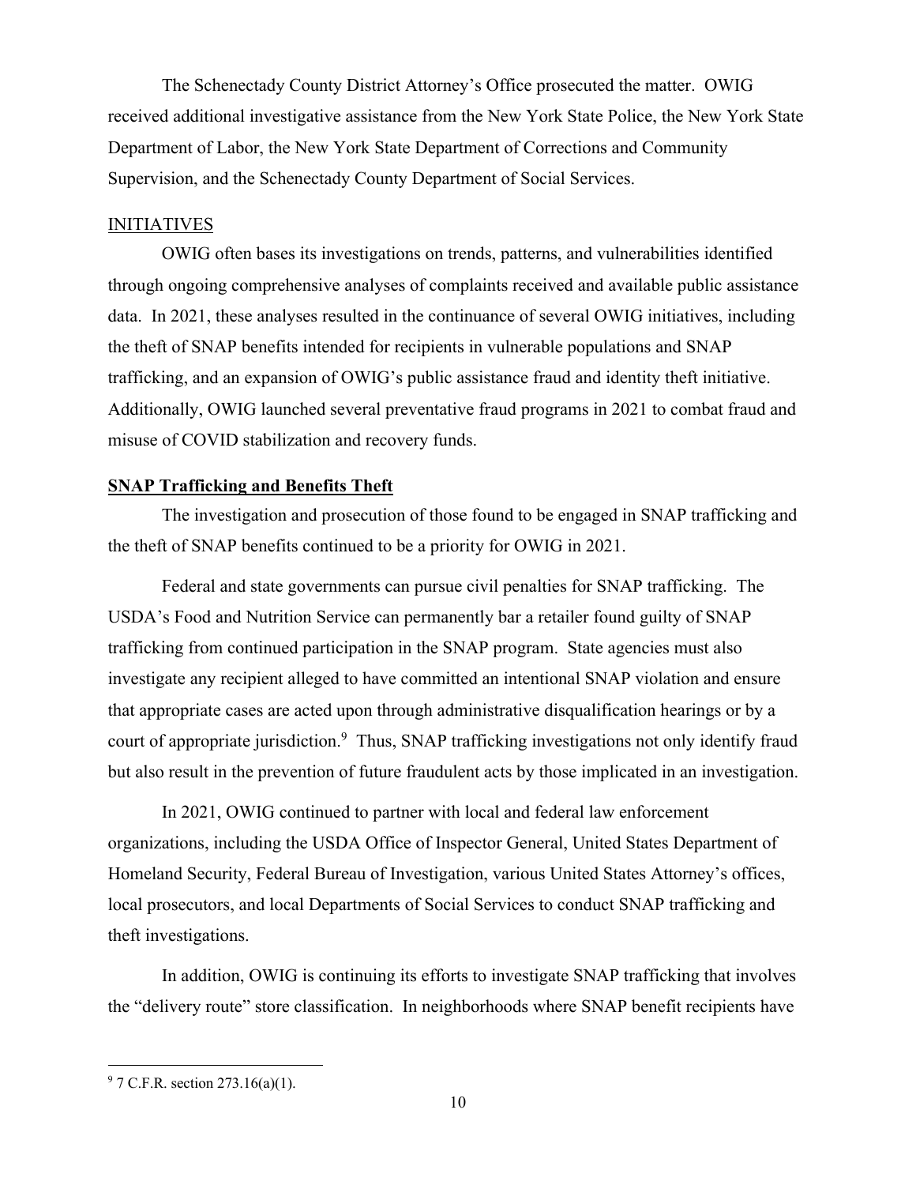The Schenectady County District Attorney's Office prosecuted the matter. OWIG received additional investigative assistance from the New York State Police, the New York State Department of Labor, the New York State Department of Corrections and Community Supervision, and the Schenectady County Department of Social Services.

## INITIATIVES

OWIG often bases its investigations on trends, patterns, and vulnerabilities identified through ongoing comprehensive analyses of complaints received and available public assistance data. In 2021, these analyses resulted in the continuance of several OWIG initiatives, including the theft of SNAP benefits intended for recipients in vulnerable populations and SNAP trafficking, and an expansion of OWIG's public assistance fraud and identity theft initiative. Additionally, OWIG launched several preventative fraud programs in 2021 to combat fraud and misuse of COVID stabilization and recovery funds.

### SNAP Trafficking and Benefits Theft

The investigation and prosecution of those found to be engaged in SNAP trafficking and the theft of SNAP benefits continued to be a priority for OWIG in 2021.

Federal and state governments can pursue civil penalties for SNAP trafficking. The USDA's Food and Nutrition Service can permanently bar a retailer found guilty of SNAP trafficking from continued participation in the SNAP program. State agencies must also investigate any recipient alleged to have committed an intentional SNAP violation and ensure that appropriate cases are acted upon through administrative disqualification hearings or by a court of appropriate jurisdiction.[9] Thus, SNAP trafficking investigations not only identify fraud but also result in the prevention of future fraudulent acts by those implicated in an investigation.

In 2021, OWIG continued to partner with local and federal law enforcement organizations, including the USDA Office of Inspector General, United States Department of Homeland Security, Federal Bureau of Investigation, various United States Attorney's offices, local prosecutors, and local Departments of Social Services to conduct SNAP trafficking and theft investigations.

In addition, OWIG is continuing its efforts to investigate SNAP trafficking that involves the "delivery route" store classification. In neighborhoods where SNAP benefit recipients have

---

[9] 7 C.F.R. section 273.16(a)(1).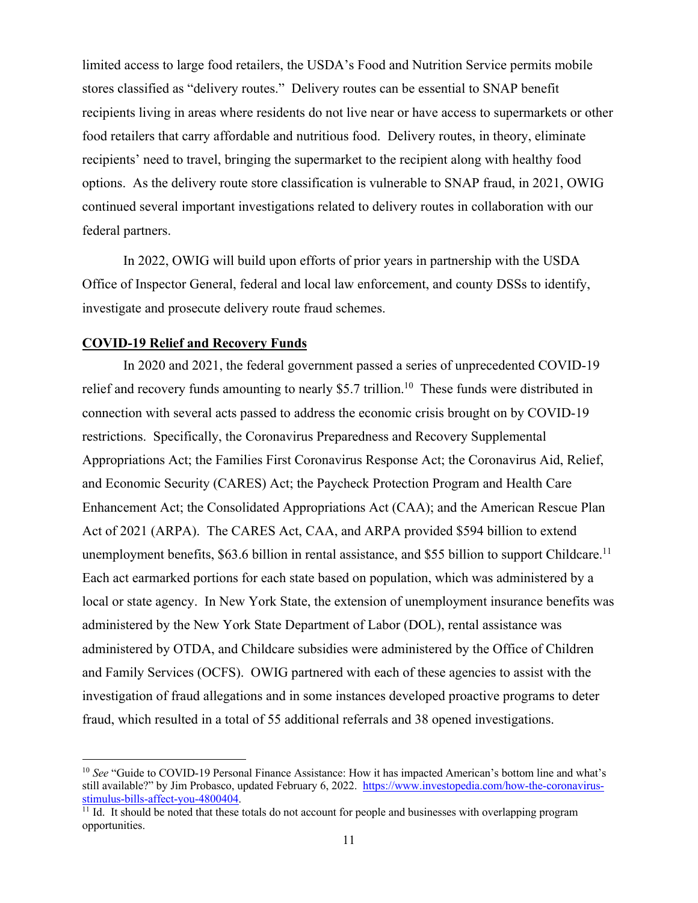limited access to large food retailers, the USDA's Food and Nutrition Service permits mobile stores classified as "delivery routes." Delivery routes can be essential to SNAP benefit recipients living in areas where residents do not live near or have access to supermarkets or other food retailers that carry affordable and nutritious food. Delivery routes, in theory, eliminate recipients' need to travel, bringing the supermarket to the recipient along with healthy food options. As the delivery route store classification is vulnerable to SNAP fraud, in 2021, OWIG continued several important investigations related to delivery routes in collaboration with our federal partners.

In 2022, OWIG will build upon efforts of prior years in partnership with the USDA Office of Inspector General, federal and local law enforcement, and county DSSs to identify, investigate and prosecute delivery route fraud schemes.

**COVID-19 Relief and Recovery Funds**

In 2020 and 2021, the federal government passed a series of unprecedented COVID-19 relief and recovery funds amounting to nearly $5.7 trillion.[10] These funds were distributed in connection with several acts passed to address the economic crisis brought on by COVID-19 restrictions. Specifically, the Coronavirus Preparedness and Recovery Supplemental Appropriations Act; the Families First Coronavirus Response Act; the Coronavirus Aid, Relief, and Economic Security (CARES) Act; the Paycheck Protection Program and Health Care Enhancement Act; the Consolidated Appropriations Act (CAA); and the American Rescue Plan Act of 2021 (ARPA). The CARES Act, CAA, and ARPA provided $594 billion to extend unemployment benefits, $63.6 billion in rental assistance, and $55 billion to support Childcare.[11] Each act earmarked portions for each state based on population, which was administered by a local or state agency. In New York State, the extension of unemployment insurance benefits was administered by the New York State Department of Labor (DOL), rental assistance was administered by OTDA, and Childcare subsidies were administered by the Office of Children and Family Services (OCFS). OWIG partnered with each of these agencies to assist with the investigation of fraud allegations and in some instances developed proactive programs to deter fraud, which resulted in a total of 55 additional referrals and 38 opened investigations.

---

[10] *See* "Guide to COVID-19 Personal Finance Assistance: How it has impacted American's bottom line and what's still available?" by Jim Probasco, updated February 6, 2022. https://www.investopedia.com/how-the-coronavirus-stimulus-bills-affect-you-4800404.

[11] Id. It should be noted that these totals do not account for people and businesses with overlapping program opportunities.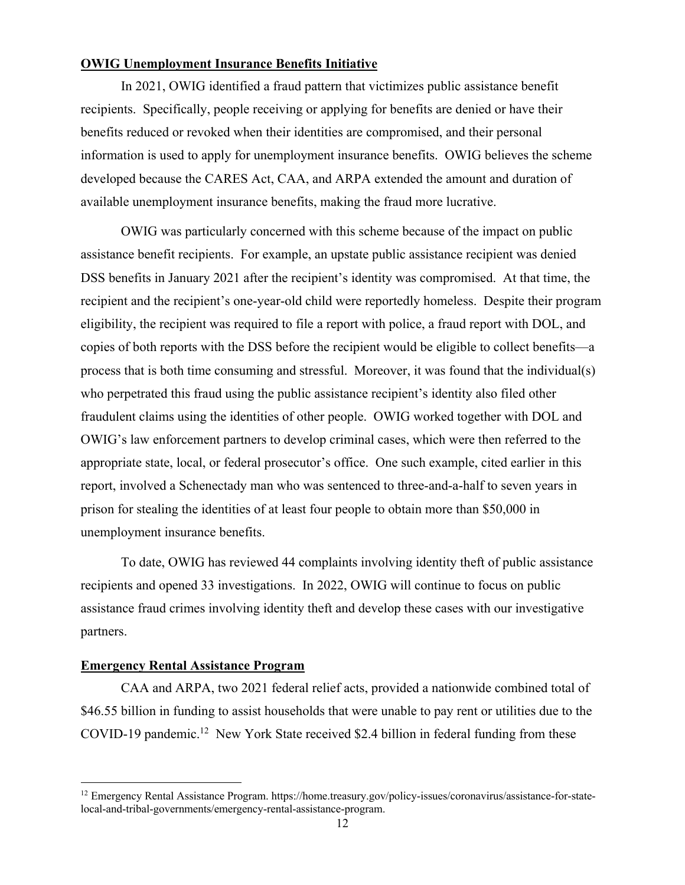**OWIG Unemployment Insurance Benefits Initiative**

In 2021, OWIG identified a fraud pattern that victimizes public assistance benefit recipients. Specifically, people receiving or applying for benefits are denied or have their benefits reduced or revoked when their identities are compromised, and their personal information is used to apply for unemployment insurance benefits. OWIG believes the scheme developed because the CARES Act, CAA, and ARPA extended the amount and duration of available unemployment insurance benefits, making the fraud more lucrative.

OWIG was particularly concerned with this scheme because of the impact on public assistance benefit recipients. For example, an upstate public assistance recipient was denied DSS benefits in January 2021 after the recipient's identity was compromised. At that time, the recipient and the recipient's one-year-old child were reportedly homeless. Despite their program eligibility, the recipient was required to file a report with police, a fraud report with DOL, and copies of both reports with the DSS before the recipient would be eligible to collect benefits—a process that is both time consuming and stressful. Moreover, it was found that the individual(s) who perpetrated this fraud using the public assistance recipient's identity also filed other fraudulent claims using the identities of other people. OWIG worked together with DOL and OWIG's law enforcement partners to develop criminal cases, which were then referred to the appropriate state, local, or federal prosecutor's office. One such example, cited earlier in this report, involved a Schenectady man who was sentenced to three-and-a-half to seven years in prison for stealing the identities of at least four people to obtain more than $50,000 in unemployment insurance benefits.

To date, OWIG has reviewed 44 complaints involving identity theft of public assistance recipients and opened 33 investigations. In 2022, OWIG will continue to focus on public assistance fraud crimes involving identity theft and develop these cases with our investigative partners.

**Emergency Rental Assistance Program**

CAA and ARPA, two 2021 federal relief acts, provided a nationwide combined total of $46.55 billion in funding to assist households that were unable to pay rent or utilities due to the COVID-19 pandemic.[12] New York State received $2.4 billion in federal funding from these

[12] Emergency Rental Assistance Program. https://home.treasury.gov/policy-issues/coronavirus/assistance-for-state-local-and-tribal-governments/emergency-rental-assistance-program.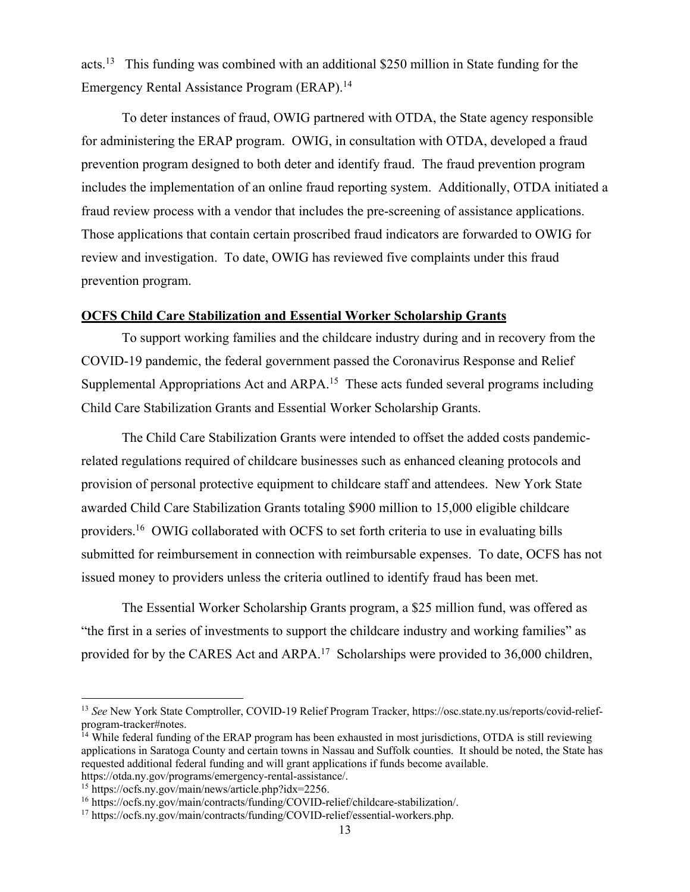acts.[13] This funding was combined with an additional $250 million in State funding for the Emergency Rental Assistance Program (ERAP).[14]

To deter instances of fraud, OWIG partnered with OTDA, the State agency responsible for administering the ERAP program. OWIG, in consultation with OTDA, developed a fraud prevention program designed to both deter and identify fraud. The fraud prevention program includes the implementation of an online fraud reporting system. Additionally, OTDA initiated a fraud review process with a vendor that includes the pre-screening of assistance applications. Those applications that contain certain proscribed fraud indicators are forwarded to OWIG for review and investigation. To date, OWIG has reviewed five complaints under this fraud prevention program.

**OCFS Child Care Stabilization and Essential Worker Scholarship Grants**

To support working families and the childcare industry during and in recovery from the COVID-19 pandemic, the federal government passed the Coronavirus Response and Relief Supplemental Appropriations Act and ARPA.[15] These acts funded several programs including Child Care Stabilization Grants and Essential Worker Scholarship Grants.

The Child Care Stabilization Grants were intended to offset the added costs pandemic-related regulations required of childcare businesses such as enhanced cleaning protocols and provision of personal protective equipment to childcare staff and attendees. New York State awarded Child Care Stabilization Grants totaling $900 million to 15,000 eligible childcare providers.[16] OWIG collaborated with OCFS to set forth criteria to use in evaluating bills submitted for reimbursement in connection with reimbursable expenses. To date, OCFS has not issued money to providers unless the criteria outlined to identify fraud has been met.

The Essential Worker Scholarship Grants program, a $25 million fund, was offered as "the first in a series of investments to support the childcare industry and working families" as provided for by the CARES Act and ARPA.[17] Scholarships were provided to 36,000 children,

---

[13] *See* New York State Comptroller, COVID-19 Relief Program Tracker, https://osc.state.ny.us/reports/covid-relief-program-tracker#notes.

[14] While federal funding of the ERAP program has been exhausted in most jurisdictions, OTDA is still reviewing applications in Saratoga County and certain towns in Nassau and Suffolk counties. It should be noted, the State has requested additional federal funding and will grant applications if funds become available. https://otda.ny.gov/programs/emergency-rental-assistance/.

[15] https://ocfs.ny.gov/main/news/article.php?idx=2256.

[16] https://ocfs.ny.gov/main/contracts/funding/COVID-relief/childcare-stabilization/.

[17] https://ocfs.ny.gov/main/contracts/funding/COVID-relief/essential-workers.php.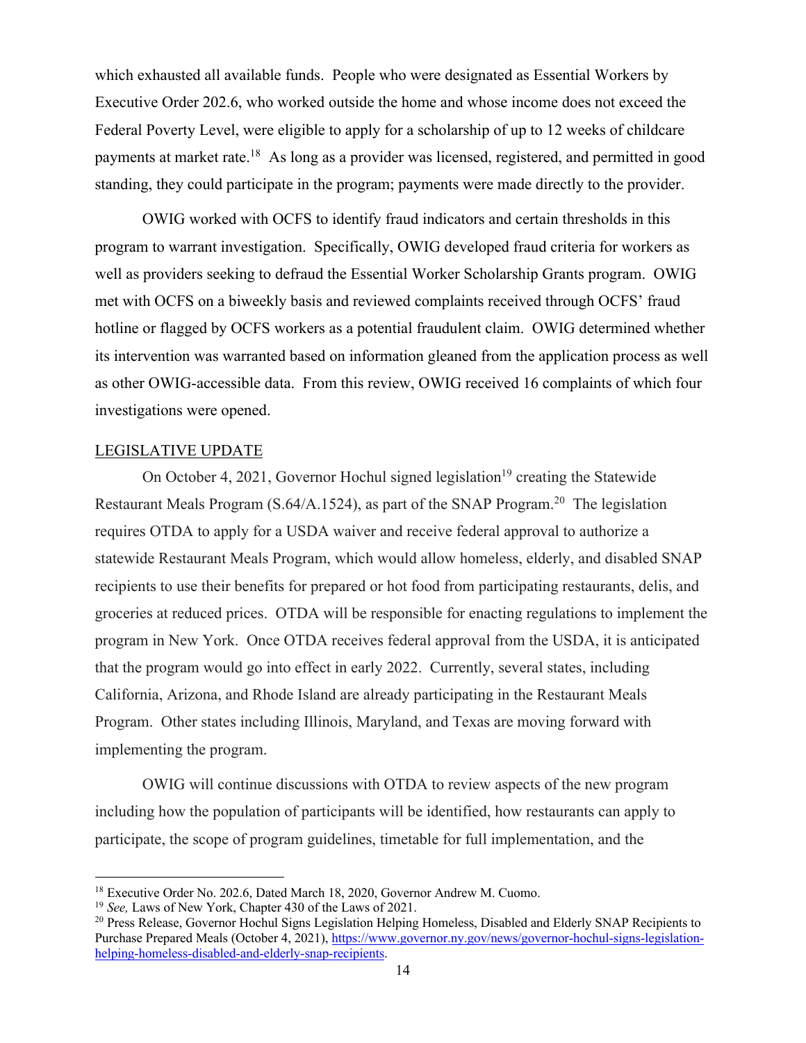which exhausted all available funds. People who were designated as Essential Workers by Executive Order 202.6, who worked outside the home and whose income does not exceed the Federal Poverty Level, were eligible to apply for a scholarship of up to 12 weeks of childcare payments at market rate.[18] As long as a provider was licensed, registered, and permitted in good standing, they could participate in the program; payments were made directly to the provider.

OWIG worked with OCFS to identify fraud indicators and certain thresholds in this program to warrant investigation. Specifically, OWIG developed fraud criteria for workers as well as providers seeking to defraud the Essential Worker Scholarship Grants program. OWIG met with OCFS on a biweekly basis and reviewed complaints received through OCFS' fraud hotline or flagged by OCFS workers as a potential fraudulent claim. OWIG determined whether its intervention was warranted based on information gleaned from the application process as well as other OWIG-accessible data. From this review, OWIG received 16 complaints of which four investigations were opened.

## LEGISLATIVE UPDATE

On October 4, 2021, Governor Hochul signed legislation[19] creating the Statewide Restaurant Meals Program (S.64/A.1524), as part of the SNAP Program.[20] The legislation requires OTDA to apply for a USDA waiver and receive federal approval to authorize a statewide Restaurant Meals Program, which would allow homeless, elderly, and disabled SNAP recipients to use their benefits for prepared or hot food from participating restaurants, delis, and groceries at reduced prices. OTDA will be responsible for enacting regulations to implement the program in New York. Once OTDA receives federal approval from the USDA, it is anticipated that the program would go into effect in early 2022. Currently, several states, including California, Arizona, and Rhode Island are already participating in the Restaurant Meals Program. Other states including Illinois, Maryland, and Texas are moving forward with implementing the program.

OWIG will continue discussions with OTDA to review aspects of the new program including how the population of participants will be identified, how restaurants can apply to participate, the scope of program guidelines, timetable for full implementation, and the

---

[18] Executive Order No. 202.6, Dated March 18, 2020, Governor Andrew M. Cuomo.

[19] *See,* Laws of New York, Chapter 430 of the Laws of 2021.

[20] Press Release, Governor Hochul Signs Legislation Helping Homeless, Disabled and Elderly SNAP Recipients to Purchase Prepared Meals (October 4, 2021), https://www.governor.ny.gov/news/governor-hochul-signs-legislation-helping-homeless-disabled-and-elderly-snap-recipients.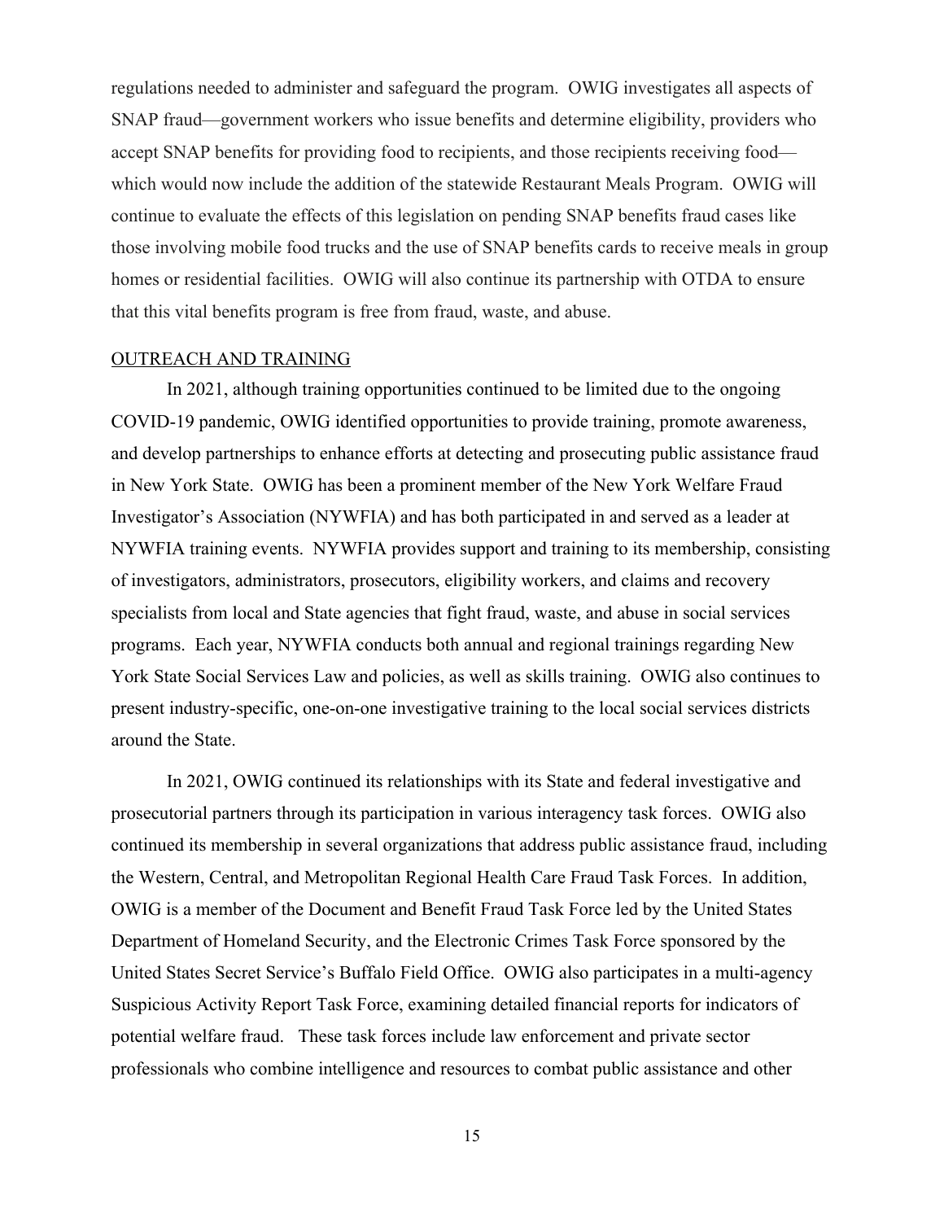regulations needed to administer and safeguard the program. OWIG investigates all aspects of SNAP fraud—government workers who issue benefits and determine eligibility, providers who accept SNAP benefits for providing food to recipients, and those recipients receiving food—which would now include the addition of the statewide Restaurant Meals Program. OWIG will continue to evaluate the effects of this legislation on pending SNAP benefits fraud cases like those involving mobile food trucks and the use of SNAP benefits cards to receive meals in group homes or residential facilities. OWIG will also continue its partnership with OTDA to ensure that this vital benefits program is free from fraud, waste, and abuse.

## OUTREACH AND TRAINING

In 2021, although training opportunities continued to be limited due to the ongoing COVID-19 pandemic, OWIG identified opportunities to provide training, promote awareness, and develop partnerships to enhance efforts at detecting and prosecuting public assistance fraud in New York State. OWIG has been a prominent member of the New York Welfare Fraud Investigator's Association (NYWFIA) and has both participated in and served as a leader at NYWFIA training events. NYWFIA provides support and training to its membership, consisting of investigators, administrators, prosecutors, eligibility workers, and claims and recovery specialists from local and State agencies that fight fraud, waste, and abuse in social services programs. Each year, NYWFIA conducts both annual and regional trainings regarding New York State Social Services Law and policies, as well as skills training. OWIG also continues to present industry-specific, one-on-one investigative training to the local social services districts around the State.

In 2021, OWIG continued its relationships with its State and federal investigative and prosecutorial partners through its participation in various interagency task forces. OWIG also continued its membership in several organizations that address public assistance fraud, including the Western, Central, and Metropolitan Regional Health Care Fraud Task Forces. In addition, OWIG is a member of the Document and Benefit Fraud Task Force led by the United States Department of Homeland Security, and the Electronic Crimes Task Force sponsored by the United States Secret Service's Buffalo Field Office. OWIG also participates in a multi-agency Suspicious Activity Report Task Force, examining detailed financial reports for indicators of potential welfare fraud. These task forces include law enforcement and private sector professionals who combine intelligence and resources to combat public assistance and other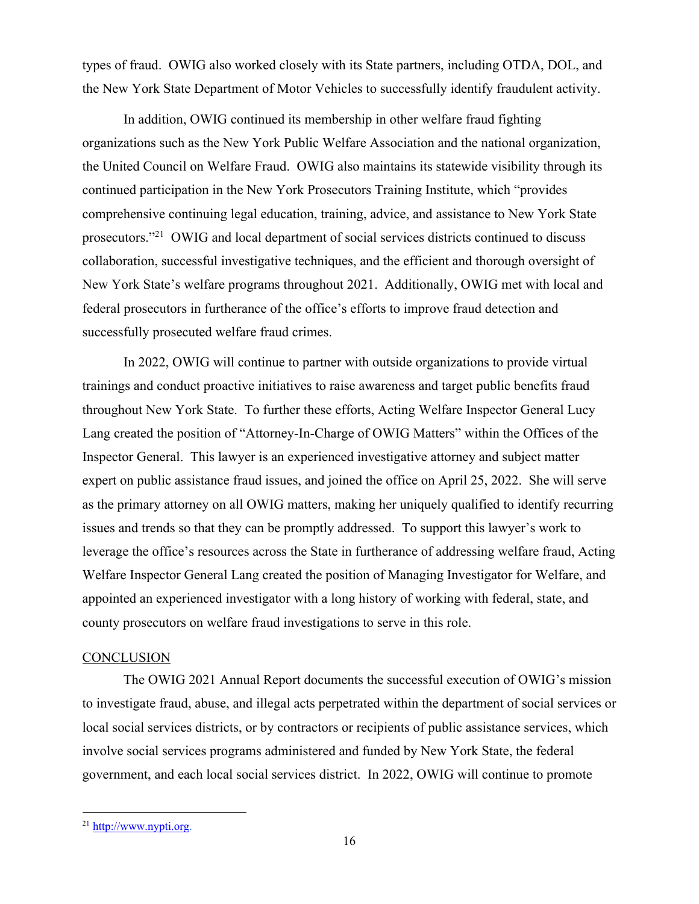types of fraud. OWIG also worked closely with its State partners, including OTDA, DOL, and the New York State Department of Motor Vehicles to successfully identify fraudulent activity.

In addition, OWIG continued its membership in other welfare fraud fighting organizations such as the New York Public Welfare Association and the national organization, the United Council on Welfare Fraud. OWIG also maintains its statewide visibility through its continued participation in the New York Prosecutors Training Institute, which "provides comprehensive continuing legal education, training, advice, and assistance to New York State prosecutors."[21] OWIG and local department of social services districts continued to discuss collaboration, successful investigative techniques, and the efficient and thorough oversight of New York State's welfare programs throughout 2021. Additionally, OWIG met with local and federal prosecutors in furtherance of the office's efforts to improve fraud detection and successfully prosecuted welfare fraud crimes.

In 2022, OWIG will continue to partner with outside organizations to provide virtual trainings and conduct proactive initiatives to raise awareness and target public benefits fraud throughout New York State. To further these efforts, Acting Welfare Inspector General Lucy Lang created the position of "Attorney-In-Charge of OWIG Matters" within the Offices of the Inspector General. This lawyer is an experienced investigative attorney and subject matter expert on public assistance fraud issues, and joined the office on April 25, 2022. She will serve as the primary attorney on all OWIG matters, making her uniquely qualified to identify recurring issues and trends so that they can be promptly addressed. To support this lawyer's work to leverage the office's resources across the State in furtherance of addressing welfare fraud, Acting Welfare Inspector General Lang created the position of Managing Investigator for Welfare, and appointed an experienced investigator with a long history of working with federal, state, and county prosecutors on welfare fraud investigations to serve in this role.

## CONCLUSION

The OWIG 2021 Annual Report documents the successful execution of OWIG's mission to investigate fraud, abuse, and illegal acts perpetrated within the department of social services or local social services districts, or by contractors or recipients of public assistance services, which involve social services programs administered and funded by New York State, the federal government, and each local social services district. In 2022, OWIG will continue to promote

[21] http://www.nypti.org.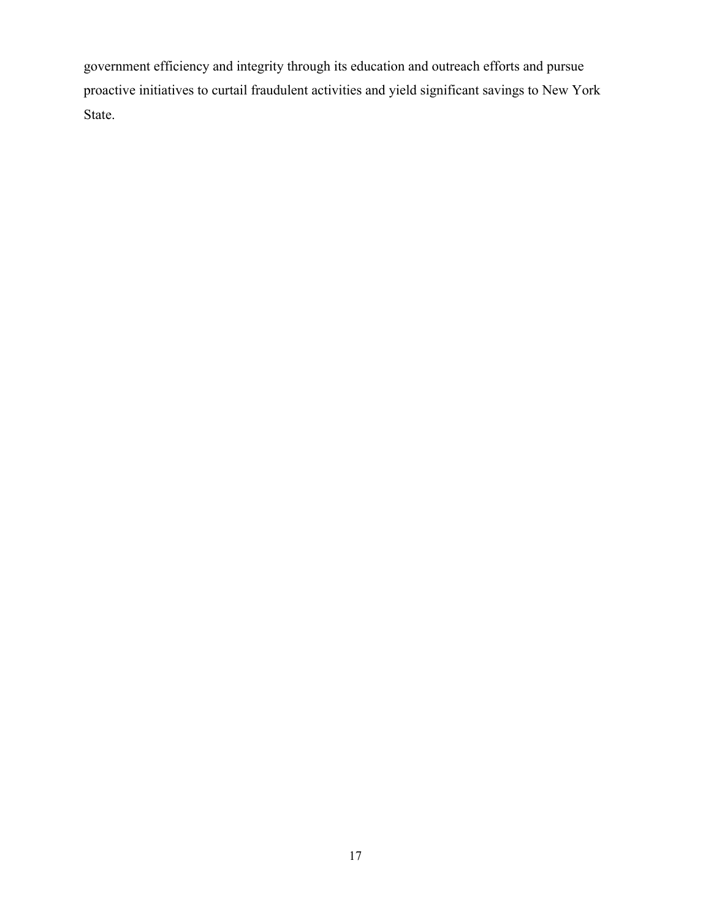government efficiency and integrity through its education and outreach efforts and pursue proactive initiatives to curtail fraudulent activities and yield significant savings to New York State.